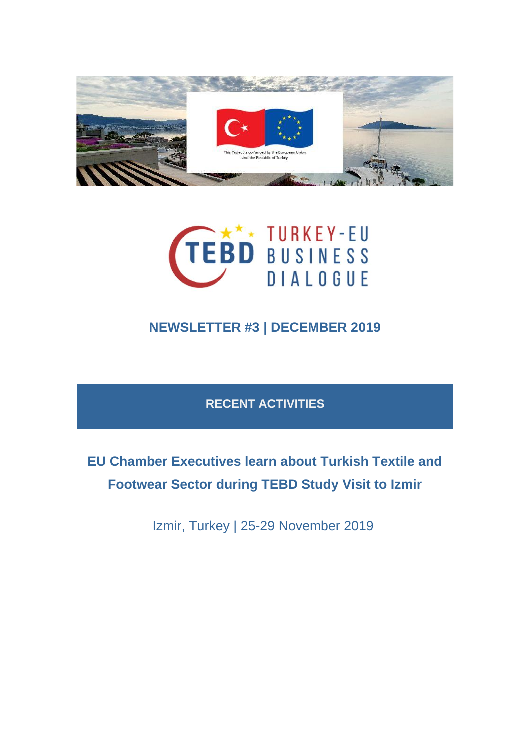This Project is co-funded by the European Union and the Republic of Turkey

TEBD TURKEY-EU BUSINESS DIALOGUE

## NEWSLETTER #3 | DECEMBER 2019

## RECENT ACTIVITIES

### EU Chamber Executives learn about Turkish Textile and Footwear Sector during TEBD Study Visit to Izmir

Izmir, Turkey | 25-29 November 2019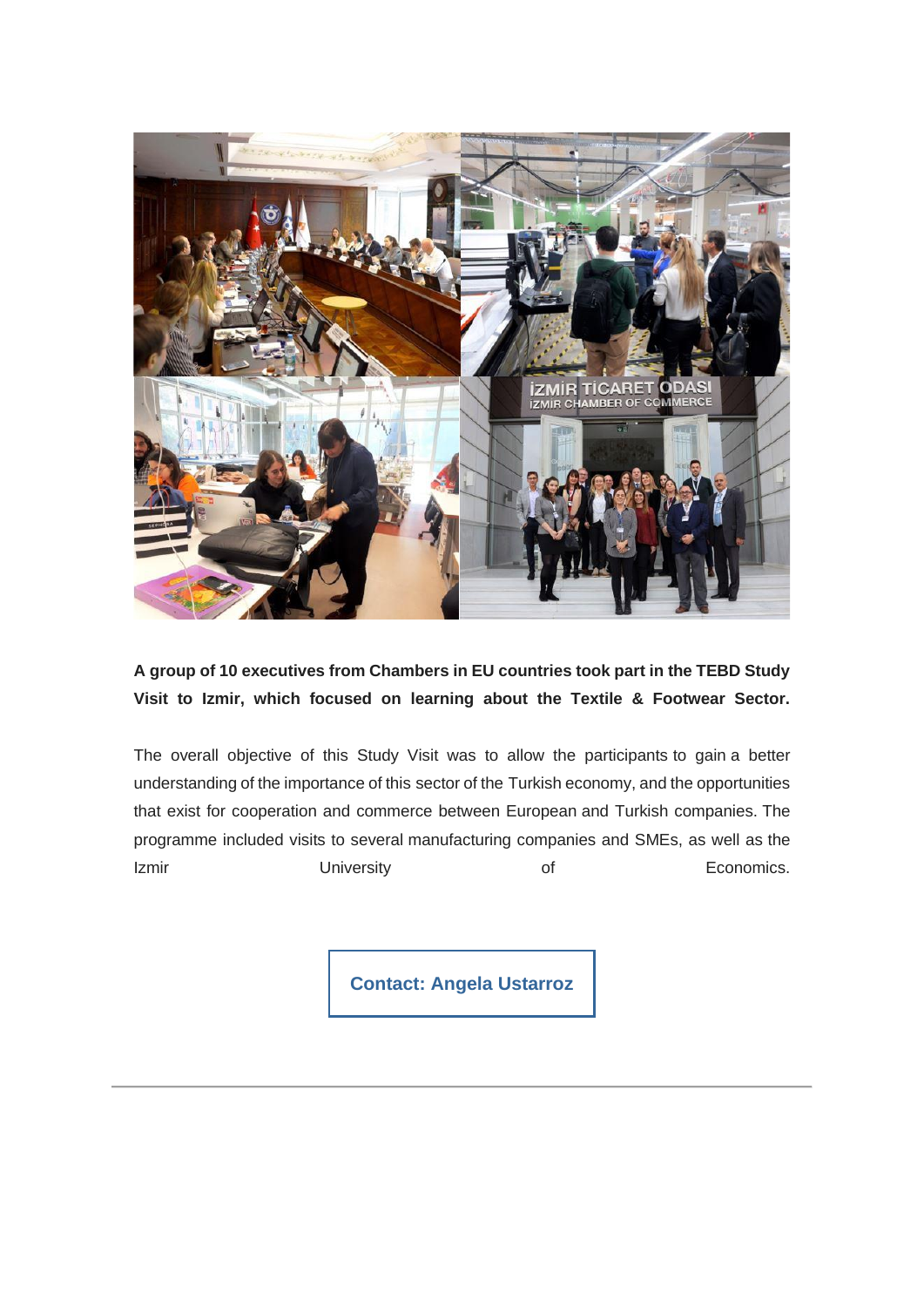**A group of 10 executives from Chambers in EU countries took part in the TEBD Study Visit to Izmir, which focused on learning about the Textile & Footwear Sector.**

The overall objective of this Study Visit was to allow the participants to gain a better understanding of the importance of this sector of the Turkish economy, and the opportunities that exist for cooperation and commerce between European and Turkish companies. The programme included visits to several manufacturing companies and SMEs, as well as the Izmir University of Economics.

**Contact: Angela Ustarroz**

---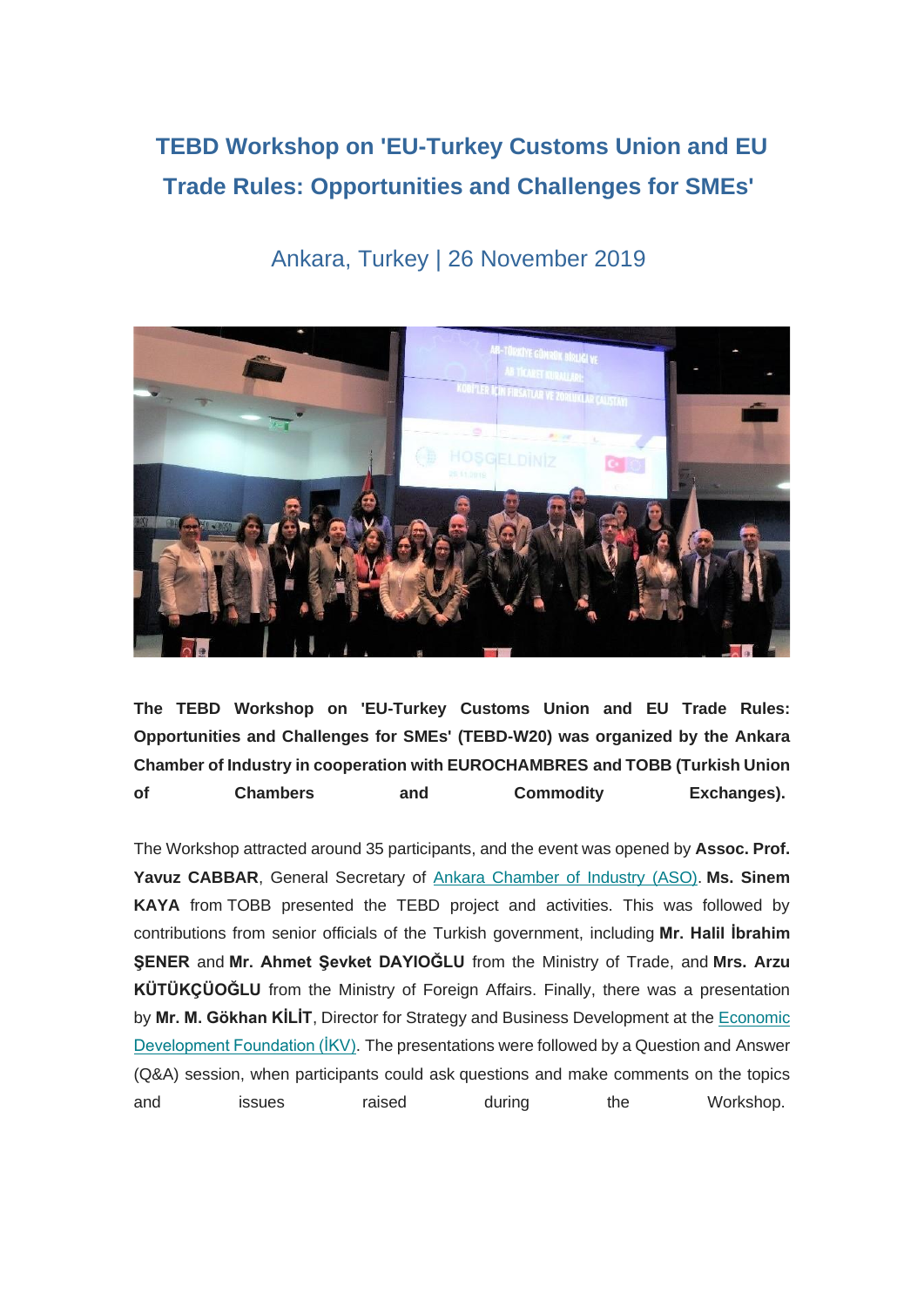## TEBD Workshop on 'EU-Turkey Customs Union and EU Trade Rules: Opportunities and Challenges for SMEs'

Ankara, Turkey | 26 November 2019

**The TEBD Workshop on 'EU-Turkey Customs Union and EU Trade Rules: Opportunities and Challenges for SMEs' (TEBD-W20) was organized by the Ankara Chamber of Industry in cooperation with EUROCHAMBRES and TOBB (Turkish Union of Chambers and Commodity Exchanges).**

The Workshop attracted around 35 participants, and the event was opened by **Assoc. Prof. Yavuz CABBAR**, General Secretary of Ankara Chamber of Industry (ASO). **Ms. Sinem KAYA** from TOBB presented the TEBD project and activities. This was followed by contributions from senior officials of the Turkish government, including **Mr. Halil İbrahim ŞENER** and **Mr. Ahmet Şevket DAYIOĞLU** from the Ministry of Trade, and **Mrs. Arzu KÜTÜKÇÜOĞLU** from the Ministry of Foreign Affairs. Finally, there was a presentation by **Mr. M. Gökhan KİLİT**, Director for Strategy and Business Development at the Economic Development Foundation (İKV). The presentations were followed by a Question and Answer (Q&A) session, when participants could ask questions and make comments on the topics and issues raised during the Workshop.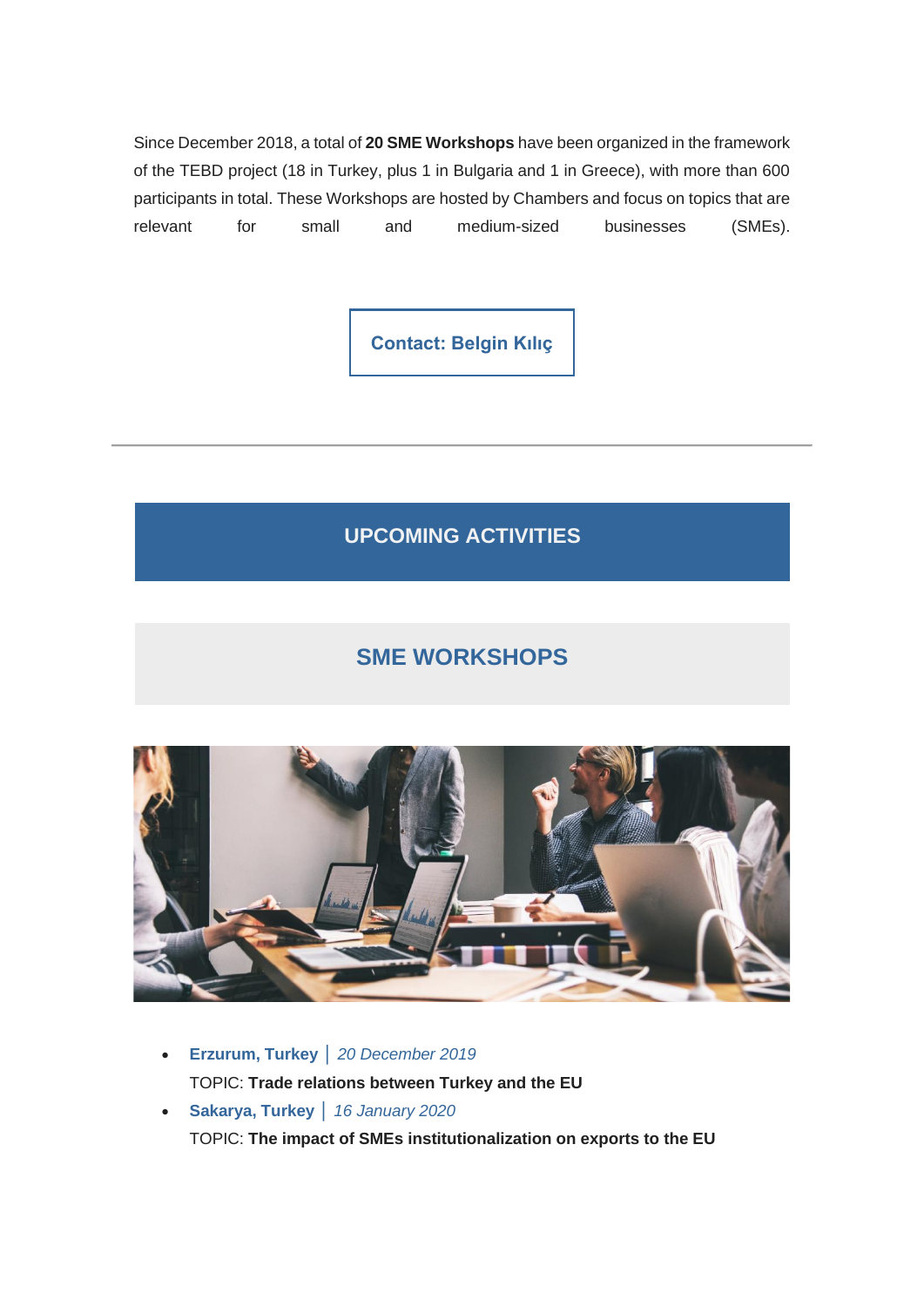Since December 2018, a total of **20 SME Workshops** have been organized in the framework of the TEBD project (18 in Turkey, plus 1 in Bulgaria and 1 in Greece), with more than 600 participants in total. These Workshops are hosted by Chambers and focus on topics that are relevant for small and medium-sized businesses (SMEs).

**Contact: Belgin Kılıç**

---

## UPCOMING ACTIVITIES

## SME WORKSHOPS

- **Erzurum, Turkey** | *20 December 2019*
  TOPIC: **Trade relations between Turkey and the EU**
- **Sakarya, Turkey** | *16 January 2020*
  TOPIC: **The impact of SMEs institutionalization on exports to the EU**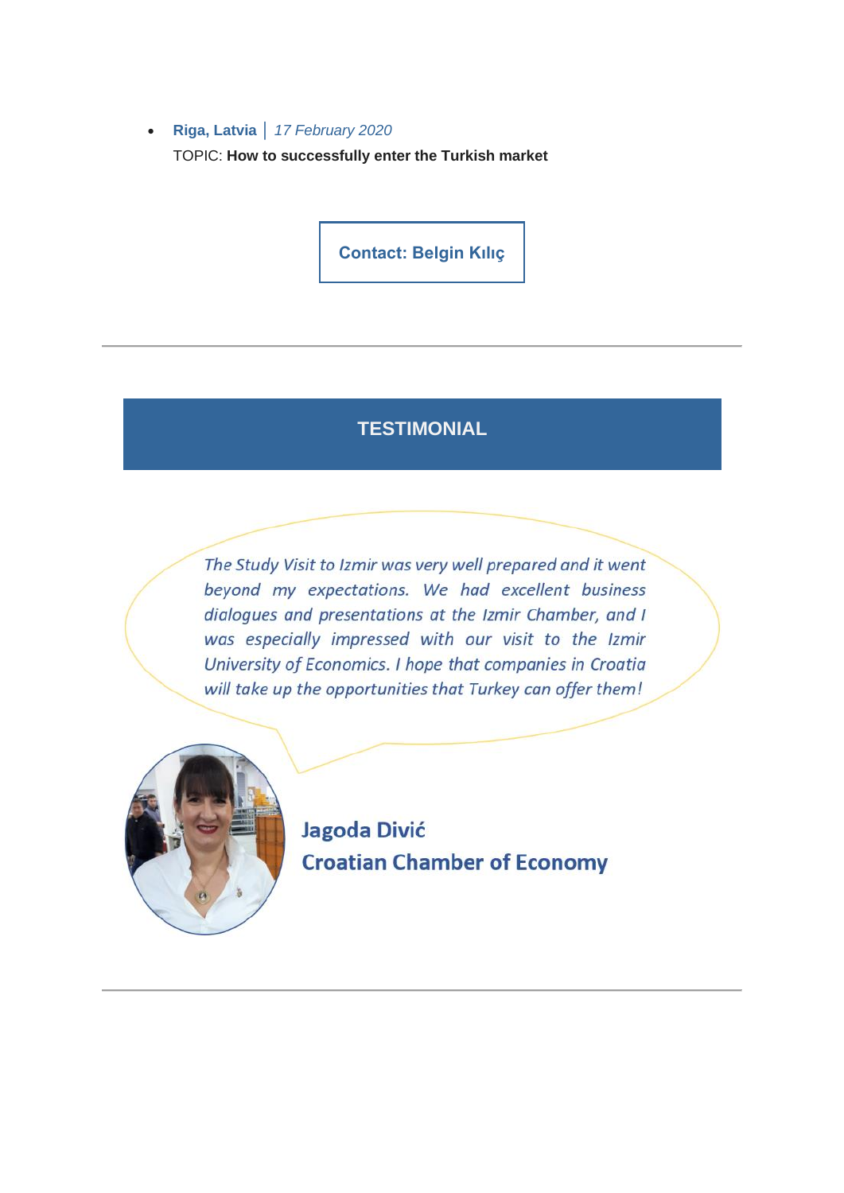- **Riga, Latvia** | *17 February 2020*
  TOPIC: **How to successfully enter the Turkish market**

**Contact: Belgin Kılıç**

---

## TESTIMONIAL

*The Study Visit to Izmir was very well prepared and it went beyond my expectations. We had excellent business dialogues and presentations at the Izmir Chamber, and I was especially impressed with our visit to the Izmir University of Economics. I hope that companies in Croatia will take up the opportunities that Turkey can offer them!*

**Jagoda Divić**
**Croatian Chamber of Economy**

---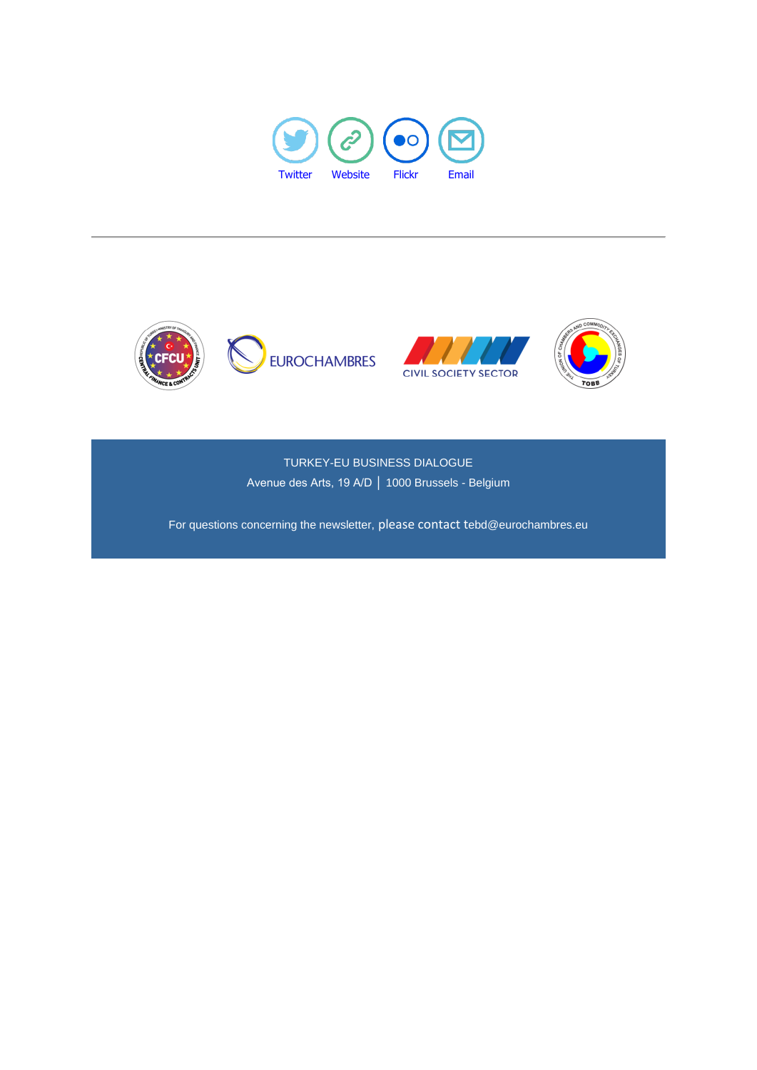Twitter Website Flickr Email

---

TURKEY-EU BUSINESS DIALOGUE

Avenue des Arts, 19 A/D | 1000 Brussels - Belgium

For questions concerning the newsletter, please contact tebd@eurochambres.eu